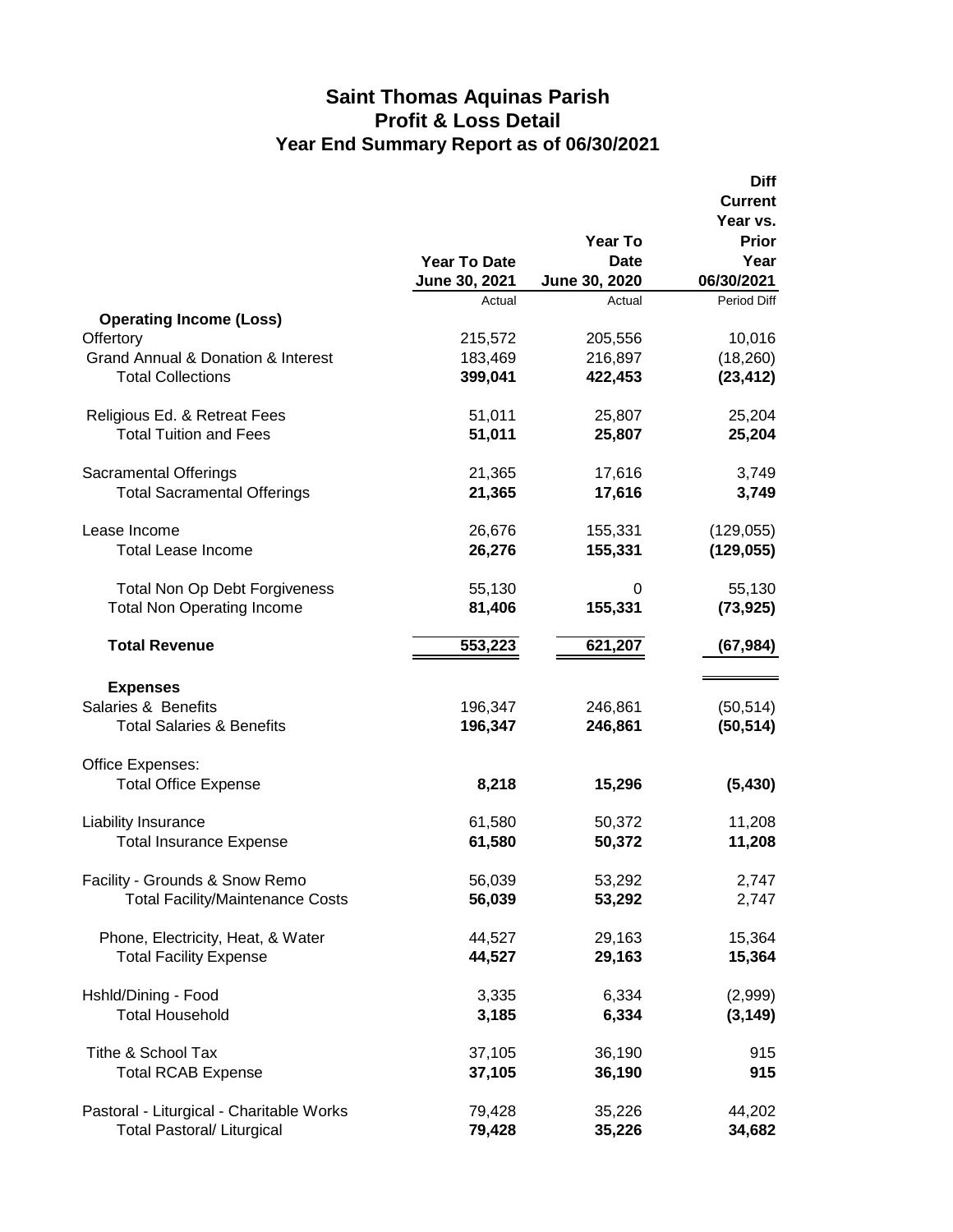# Saint Thomas Aquinas Parish
## Profit & Loss Detail
## Year End Summary Report as of 06/30/2021

| | Year To Date June 30, 2021 | Year To Date June 30, 2020 | Diff Current Year vs. Prior Year 06/30/2021 |
|---|---|---|---|
| | Actual | Actual | Period Diff |
| **Operating Income (Loss)** | | | |
| Offertory | 215,572 | 205,556 | 10,016 |
| Grand Annual & Donation & Interest | 183,469 | 216,897 | (18,260) |
| Total Collections | **399,041** | **422,453** | **(23,412)** |
| Religious Ed. & Retreat Fees | 51,011 | 25,807 | 25,204 |
| Total Tuition and Fees | **51,011** | **25,807** | **25,204** |
| Sacramental Offerings | 21,365 | 17,616 | 3,749 |
| Total Sacramental Offerings | **21,365** | **17,616** | **3,749** |
| Lease Income | 26,676 | 155,331 | (129,055) |
| Total Lease Income | **26,276** | **155,331** | **(129,055)** |
| Total Non Op Debt Forgiveness | 55,130 | 0 | 55,130 |
| Total Non Operating Income | **81,406** | **155,331** | **(73,925)** |
| **Total Revenue** | **553,223** | **621,207** | **(67,984)** |
| **Expenses** | | | |
| Salaries & Benefits | 196,347 | 246,861 | (50,514) |
| Total Salaries & Benefits | **196,347** | **246,861** | **(50,514)** |
| Office Expenses: | | | |
| Total Office Expense | **8,218** | **15,296** | **(5,430)** |
| Liability Insurance | 61,580 | 50,372 | 11,208 |
| Total Insurance Expense | **61,580** | **50,372** | **11,208** |
| Facility - Grounds & Snow Remo | 56,039 | 53,292 | 2,747 |
| Total Facility/Maintenance Costs | **56,039** | **53,292** | 2,747 |
| Phone, Electricity, Heat, & Water | 44,527 | 29,163 | 15,364 |
| Total Facility Expense | **44,527** | **29,163** | **15,364** |
| Hshld/Dining - Food | 3,335 | 6,334 | (2,999) |
| Total Household | **3,185** | **6,334** | **(3,149)** |
| Tithe & School Tax | 37,105 | 36,190 | 915 |
| Total RCAB Expense | **37,105** | **36,190** | **915** |
| Pastoral - Liturgical - Charitable Works | 79,428 | 35,226 | 44,202 |
| Total Pastoral/ Liturgical | **79,428** | **35,226** | **34,682** |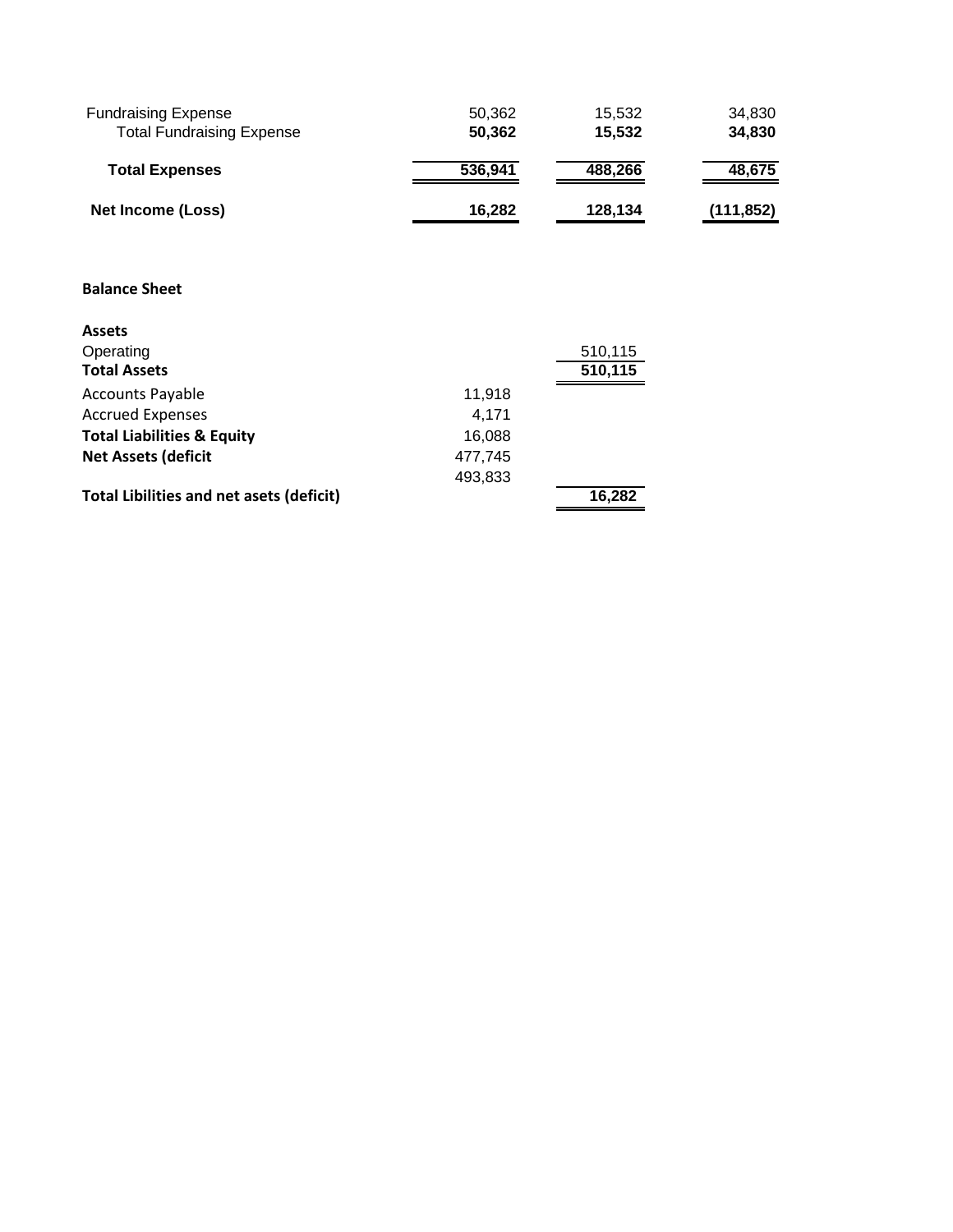| | | | |
|---|---|---|---|
| Fundraising Expense | 50,362 | 15,532 | 34,830 |
| Total Fundraising Expense | **50,362** | **15,532** | **34,830** |
| **Total Expenses** | **536,941** | **488,266** | **48,675** |
| **Net Income (Loss)** | **16,282** | **128,134** | **(111,852)** |

**Balance Sheet**

| | | |
|---|---|---|
| **Assets** | | |
| Operating | | 510,115 |
| **Total Assets** | | **510,115** |
| Accounts Payable | 11,918 | |
| Accrued Expenses | 4,171 | |
| **Total Liabilities & Equity** | 16,088 | |
| **Net Assets (deficit** | 477,745 | |
| | 493,833 | |
| **Total Libilities and net asets (deficit)** | | **16,282** |